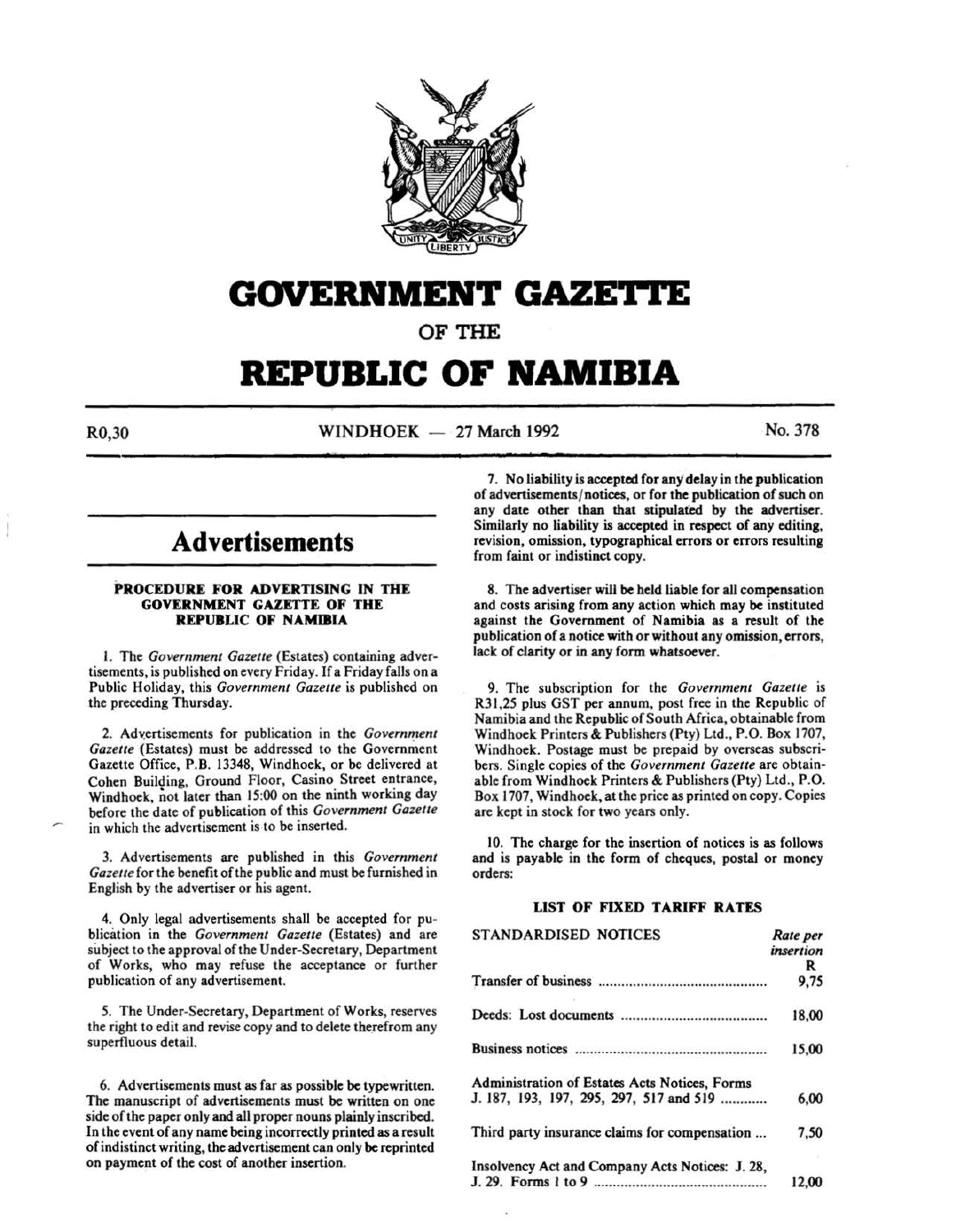# GOVERNMENT GAZETTE

OF THE

# REPUBLIC OF NAMIBIA

R0,30 — WINDHOEK — 27 March 1992 — No. 378

## Advertisements

### PROCEDURE FOR ADVERTISING IN THE GOVERNMENT GAZETTE OF THE REPUBLIC OF NAMIBIA

1. The *Government Gazette* (Estates) containing advertisements, is published on every Friday. If a Friday falls on a Public Holiday, this *Government Gazette* is published on the preceding Thursday.

2. Advertisements for publication in the *Government Gazette* (Estates) must be addressed to the Government Gazette Office, P.B. 13348, Windhoek, or be delivered at Cohen Building, Ground Floor, Casino Street entrance, Windhoek, not later than 15:00 on the ninth working day before the date of publication of this *Government Gazette* in which the advertisement is to be inserted.

3. Advertisements are published in this *Government Gazette* for the benefit of the public and must be furnished in English by the advertiser or his agent.

4. Only legal advertisements shall be accepted for publication in the *Government Gazette* (Estates) and are subject to the approval of the Under-Secretary, Department of Works, who may refuse the acceptance or further publication of any advertisement.

5. The Under-Secretary, Department of Works, reserves the right to edit and revise copy and to delete therefrom any superfluous detail.

6. Advertisements must as far as possible be typewritten. The manuscript of advertisements must be written on one side of the paper only and all proper nouns plainly inscribed. In the event of any name being incorrectly printed as a result of indistinct writing, the advertisement can only be reprinted on payment of the cost of another insertion.

7. No liability is accepted for any delay in the publication of advertisements/notices, or for the publication of such on any date other than that stipulated by the advertiser. Similarly no liability is accepted in respect of any editing, revision, omission, typographical errors or errors resulting from faint or indistinct copy.

8. The advertiser will be held liable for all compensation and costs arising from any action which may be instituted against the Government of Namibia as a result of the publication of a notice with or without any omission, errors, lack of clarity or in any form whatsoever.

9. The subscription for the *Government Gazette* is R31,25 plus GST per annum, post free in the Republic of Namibia and the Republic of South Africa, obtainable from Windhoek Printers & Publishers (Pty) Ltd., P.O. Box 1707, Windhoek. Postage must be prepaid by overseas subscribers. Single copies of the *Government Gazette* are obtainable from Windhoek Printers & Publishers (Pty) Ltd., P.O. Box 1707, Windhoek, at the price as printed on copy. Copies are kept in stock for two years only.

10. The charge for the insertion of notices is as follows and is payable in the form of cheques, postal or money orders:

#### LIST OF FIXED TARIFF RATES

| STANDARDISED NOTICES | *Rate per insertion* R |
|---|---|
| Transfer of business | 9,75 |
| Deeds: Lost documents | 18,00 |
| Business notices | 15,00 |
| Administration of Estates Acts Notices, Forms J. 187, 193, 197, 295, 297, 517 and 519 | 6,00 |
| Third party insurance claims for compensation | 7,50 |
| Insolvency Act and Company Acts Notices: J. 28, J. 29. Forms 1 to 9 | 12,00 |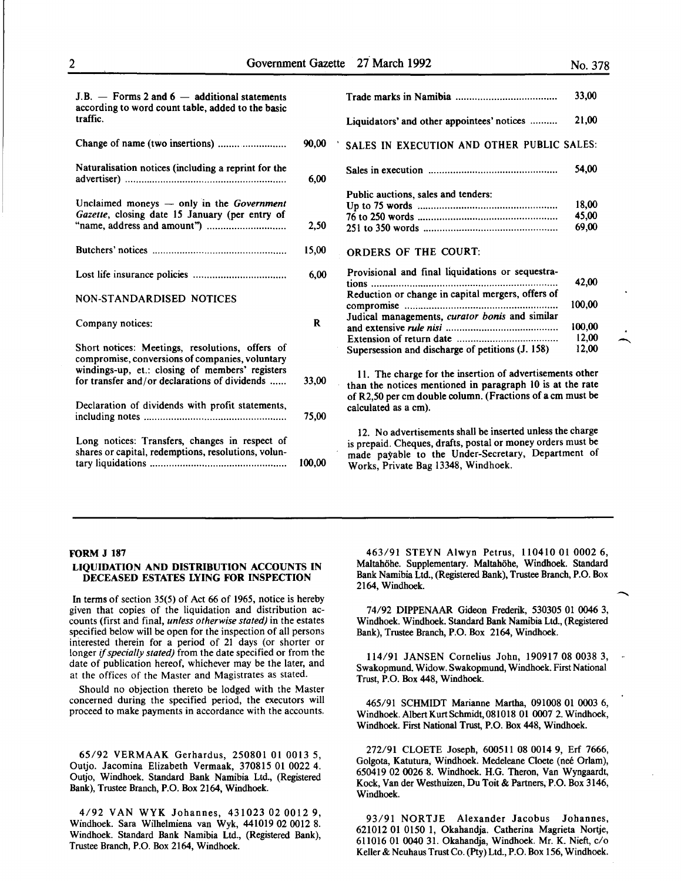| | |
|---|---|
| J.B. — Forms 2 and 6 — additional statements according to word count table, added to the basic traffic. | |
| Change of name (two insertions) | 90,00 |
| Naturalisation notices (including a reprint for the advertiser) | 6,00 |
| Unclaimed moneys — only in the *Government Gazette*, closing date 15 January (per entry of "name, address and amount") | 2,50 |
| Butchers' notices | 15,00 |
| Lost life insurance policies | 6,00 |

NON-STANDARDISED NOTICES

| | |
|---|---|
| Company notices: | R |
| Short notices: Meetings, resolutions, offers of compromise, conversions of companies, voluntary windings-up, et.: closing of members' registers for transfer and/or declarations of dividends | 33,00 |
| Declaration of dividends with profit statements, including notes | 75,00 |
| Long notices: Transfers, changes in respect of shares or capital, redemptions, resolutions, voluntary liquidations | 100,00 |
| Trade marks in Namibia | 33,00 |
| Liquidators' and other appointees' notices | 21,00 |

SALES IN EXECUTION AND OTHER PUBLIC SALES:

| | |
|---|---|
| Sales in execution | 54,00 |
| Public auctions, sales and tenders: | |
| Up to 75 words | 18,00 |
| 76 to 250 words | 45,00 |
| 251 to 350 words | 69,00 |

ORDERS OF THE COURT:

| | |
|---|---|
| Provisional and final liquidations or sequestrations | 42,00 |
| Reduction or change in capital mergers, offers of compromise | 100,00 |
| Judical managements, *curator bonis* and similar and extensive *rule nisi* | 100,00 |
| Extension of return date | 12,00 |
| Supersession and discharge of petitions (J. 158) | 12,00 |

11. The charge for the insertion of advertisements other than the notices mentioned in paragraph 10 is at the rate of R2,50 per cm double column. (Fractions of a cm must be calculated as a cm).

12. No advertisements shall be inserted unless the charge is prepaid. Cheques, drafts, postal or money orders must be made payable to the Under-Secretary, Department of Works, Private Bag 13348, Windhoek.

---

**FORM J 187**

**LIQUIDATION AND DISTRIBUTION ACCOUNTS IN DECEASED ESTATES LYING FOR INSPECTION**

In terms of section 35(5) of Act 66 of 1965, notice is hereby given that copies of the liquidation and distribution accounts (first and final, *unless otherwise stated)* in the estates specified below will be open for the inspection of all persons interested therein for a period of 21 days (or shorter or longer *if specially stated)* from the date specified or from the date of publication hereof, whichever may be the later, and at the offices of the Master and Magistrates as stated.

Should no objection thereto be lodged with the Master concerned during the specified period, the executors will proceed to make payments in accordance with the accounts.

65/92 VERMAAK Gerhardus, 250801 01 0013 5, Outjo. Jacomina Elizabeth Vermaak, 370815 01 0022 4. Outjo, Windhoek. Standard Bank Namibia Ltd., (Registered Bank), Trustee Branch, P.O. Box 2164, Windhoek.

4/92 VAN WYK Johannes, 431023 02 0012 9, Windhoek. Sara Wilhelmiena van Wyk, 441019 02 0012 8. Windhoek. Standard Bank Namibia Ltd., (Registered Bank), Trustee Branch, P.O. Box 2164, Windhoek.

463/91 STEYN Alwyn Petrus, 110410 01 0002 6, Maltahöhe. Supplementary. Maltahöhe, Windhoek. Standard Bank Namibia Ltd., (Registered Bank), Trustee Branch, P.O. Box 2164, Windhoek.

74/92 DIPPENAAR Gideon Frederik, 530305 01 0046 3, Windhoek. Windhoek. Standard Bank Namibia Ltd., (Registered Bank), Trustee Branch, P.O. Box 2164, Windhoek.

114/91 JANSEN Cornelius John, 190917 08 0038 3, Swakopmund. Widow. Swakopmund, Windhoek. First National Trust, P.O. Box 448, Windhoek.

465/91 SCHMIDT Marianne Martha, 091008 01 0003 6, Windhoek. Albert Kurt Schmidt, 081018 01 0007 2. Windhoek, Windhoek. First National Trust, P.O. Box 448, Windhoek.

272/91 CLOETE Joseph, 600511 08 0014 9, Erf 7666, Golgota, Katutura, Windhoek. Medeleane Cloete (neé Orlam), 650419 02 0026 8. Windhoek. H.G. Theron, Van Wyngaardt, Kock, Van der Westhuizen, Du Toit & Partners, P.O. Box 3146, Windhoek.

93/91 NORTJE Alexander Jacobus Johannes, 621012 01 0150 1, Okahandja. Catherina Magrieta Nortje, 611016 01 0040 31. Okahandja, Windhoek. Mr. K. Nieft, c/o Keller & Neuhaus Trust Co. (Pty) Ltd., P.O. Box 156, Windhoek.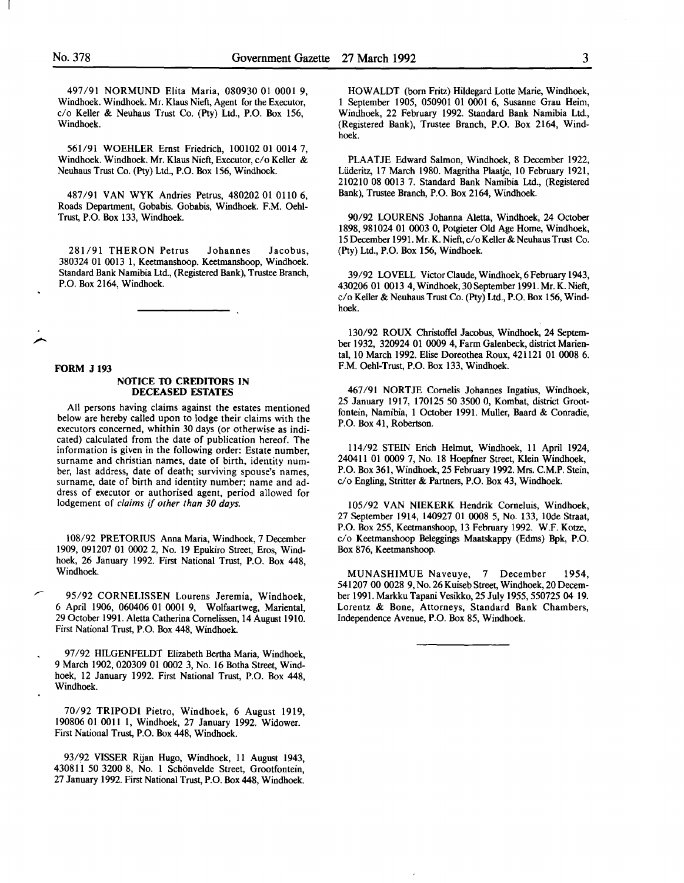497/91 NORMUND Elita Maria, 080930 01 0001 9, Windhoek. Windhoek. Mr. Klaus Nieft, Agent for the Executor, c/o Keller & Neuhaus Trust Co. (Pty) Ltd., P.O. Box 156, Windhoek.

561/91 WOEHLER Ernst Friedrich, 100102 01 0014 7, Windhoek. Windhoek. Mr. Klaus Nieft, Executor, c/o Keller & Neuhaus Trust Co. (Pty) Ltd., P.O. Box 156, Windhoek.

487/91 VAN WYK Andries Petrus, 480202 01 0110 6, Roads Department, Gobabis. Gobabis, Windhoek. F.M. Oehl-Trust, P.O. Box 133, Windhoek.

281/91 THERON Petrus Johannes Jacobus, 380324 01 0013 1, Keetmanshoop. Keetmanshoop, Windhoek. Standard Bank Namibia Ltd., (Registered Bank), Trustee Branch, P.O. Box 2164, Windhoek.

---

**FORM J 193**

## NOTICE TO CREDITORS IN DECEASED ESTATES

All persons having claims against the estates mentioned below are hereby called upon to lodge their claims with the executors concerned, whithin 30 days (or otherwise as indicated) calculated from the date of publication hereof. The information is given in the following order: Estate number, surname and christian names, date of birth, identity number, last address, date of death; surviving spouse's names, surname, date of birth and identity number; name and address of executor or authorised agent, period allowed for lodgement of *claims if other than 30 days.*

108/92 PRETORIUS Anna Maria, Windhoek, 7 December 1909, 091207 01 0002 2, No. 19 Epukiro Street, Eros, Windhoek, 26 January 1992. First National Trust, P.O. Box 448, Windhoek.

95/92 CORNELISSEN Lourens Jeremia, Windhoek, 6 April 1906, 060406 01 0001 9, Wolfaartweg, Mariental, 29 October 1991. Aletta Catherina Cornelissen, 14 August 1910. First National Trust, P.O. Box 448, Windhoek.

97/92 HILGENFELDT Elizabeth Bertha Maria, Windhoek, 9 March 1902, 020309 01 0002 3, No. 16 Botha Street, Windhoek, 12 January 1992. First National Trust, P.O. Box 448, Windhoek.

70/92 TRIPODI Pietro, Windhoek, 6 August 1919, 190806 01 0011 1, Windhoek, 27 January 1992. Widower. First National Trust, P.O. Box 448, Windhoek.

93/92 VISSER Rijan Hugo, Windhoek, 11 August 1943, 430811 50 3200 8, No. 1 Schönvelde Street, Grootfontein, 27 January 1992. First National Trust, P.O. Box 448, Windhoek.

HOWALDT (born Fritz) Hildegard Lotte Marie, Windhoek, 1 September 1905, 050901 01 0001 6, Susanne Grau Heim, Windhoek, 22 February 1992. Standard Bank Namibia Ltd., (Registered Bank), Trustee Branch, P.O. Box 2164, Windhoek.

PLAATJE Edward Salmon, Windhoek, 8 December 1922, Lüderitz, 17 March 1980. Magritha Plaatje, 10 February 1921, 210210 08 0013 7. Standard Bank Namibia Ltd., (Registered Bank), Trustee Branch, P.O. Box 2164, Windhoek.

90/92 LOURENS Johanna Aletta, Windhoek, 24 October 1898, 981024 01 0003 0, Potgieter Old Age Home, Windhoek, 15 December 1991. Mr. K. Nieft, c/o Keller & Neuhaus Trust Co. (Pty) Ltd., P.O. Box 156, Windhoek.

39/92 LOVELL Victor Claude, Windhoek, 6 February 1943, 430206 01 0013 4, Windhoek, 30 September 1991. Mr. K. Nieft, c/o Keller & Neuhaus Trust Co. (Pty) Ltd., P.O. Box 156, Windhoek.

130/92 ROUX Christoffel Jacobus, Windhoek, 24 September 1932, 320924 01 0009 4, Farm Galenbeck, district Mariental, 10 March 1992. Elise Doreothea Roux, 421121 01 0008 6. F.M. Oehl-Trust, P.O. Box 133, Windhoek.

467/91 NORTJE Cornelis Johannes Ingatius, Windhoek, 25 January 1917, 170125 50 3500 0, Kombat, district Grootfontein, Namibia, 1 October 1991. Muller, Baard & Conradie, P.O. Box 41, Robertson.

114/92 STEIN Erich Helmut, Windhoek, 11 April 1924, 240411 01 0009 7, No. 18 Hoepfner Street, Klein Windhoek, P.O. Box 361, Windhoek, 25 February 1992. Mrs. C.M.P. Stein, c/o Engling, Stritter & Partners, P.O. Box 43, Windhoek.

105/92 VAN NIEKERK Hendrik Corneluis, Windhoek, 27 September 1914, 140927 01 0008 5, No. 133, 10de Straat, P.O. Box 255, Keetmanshoop, 13 February 1992. W.F. Kotze, c/o Keetmanshoop Beleggings Maatskappy (Edms) Bpk, P.O. Box 876, Keetmanshoop.

MUNASHIMUE Naveuye, 7 December 1954, 541207 00 0028 9, No. 26 Kuiseb Street, Windhoek, 20 December 1991. Markku Tapani Vesikko, 25 July 1955, 550725 04 19. Lorentz & Bone, Attorneys, Standard Bank Chambers, Independence Avenue, P.O. Box 85, Windhoek.

---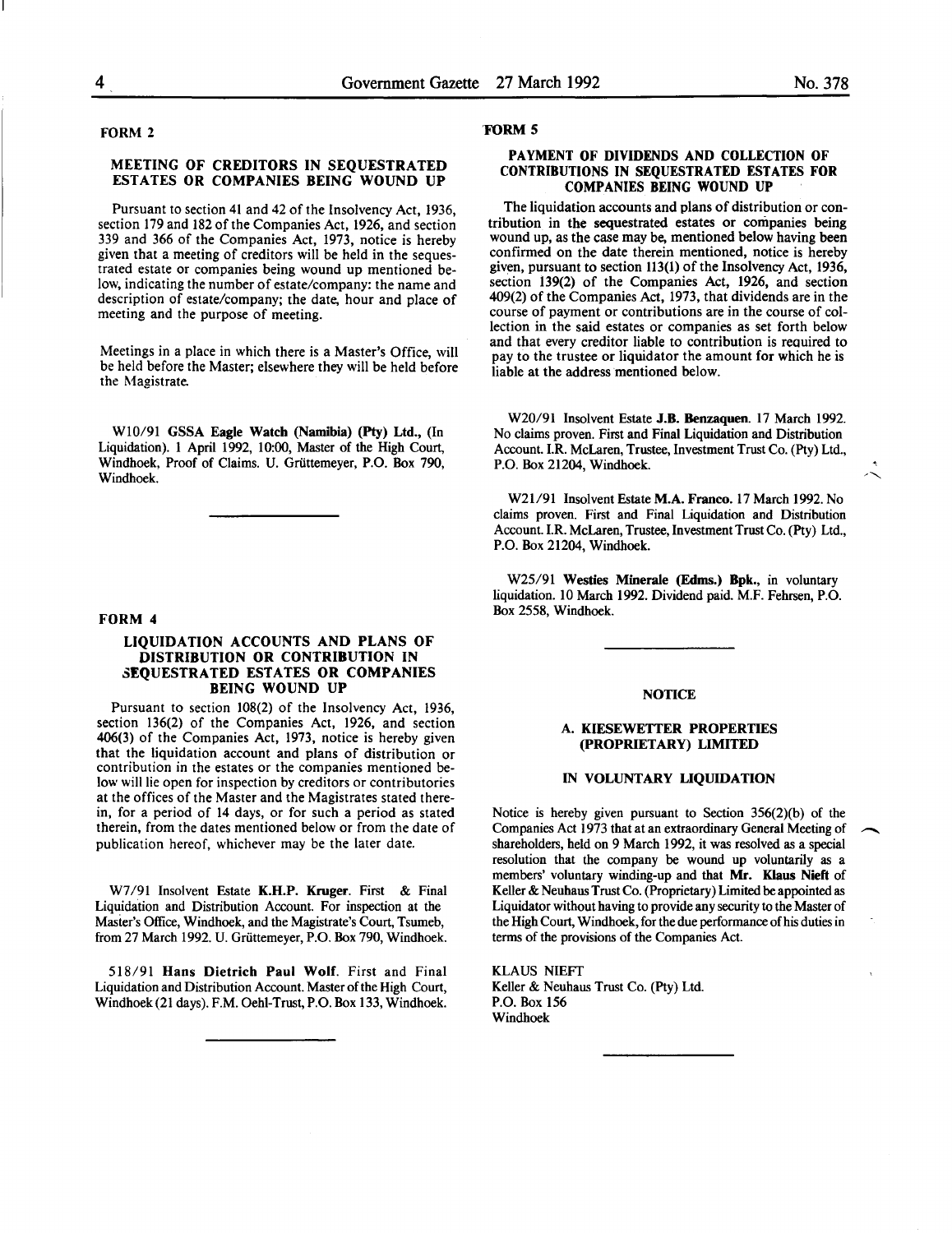## FORM 2

### MEETING OF CREDITORS IN SEQUESTRATED ESTATES OR COMPANIES BEING WOUND UP

Pursuant to section 41 and 42 of the Insolvency Act, 1936, section 179 and 182 of the Companies Act, 1926, and section 339 and 366 of the Companies Act, 1973, notice is hereby given that a meeting of creditors will be held in the sequestrated estate or companies being wound up mentioned below, indicating the number of estate/company: the name and description of estate/company; the date, hour and place of meeting and the purpose of meeting.

Meetings in a place in which there is a Master's Office, will be held before the Master; elsewhere they will be held before the Magistrate.

W10/91 **GSSA Eagle Watch (Namibia) (Pty) Ltd.**, (In Liquidation). 1 April 1992, 10:00, Master of the High Court, Windhoek, Proof of Claims. U. Grüttemeyer, P.O. Box 790, Windhoek.

## FORM 4

### LIQUIDATION ACCOUNTS AND PLANS OF DISTRIBUTION OR CONTRIBUTION IN SEQUESTRATED ESTATES OR COMPANIES BEING WOUND UP

Pursuant to section 108(2) of the Insolvency Act, 1936, section 136(2) of the Companies Act, 1926, and section 406(3) of the Companies Act, 1973, notice is hereby given that the liquidation account and plans of distribution or contribution in the estates or the companies mentioned below will lie open for inspection by creditors or contributories at the offices of the Master and the Magistrates stated therein, for a period of 14 days, or for such a period as stated therein, from the dates mentioned below or from the date of publication hereof, whichever may be the later date.

W7/91 Insolvent Estate **K.H.P. Kruger**. First & Final Liquidation and Distribution Account. For inspection at the Master's Office, Windhoek, and the Magistrate's Court, Tsumeb, from 27 March 1992. U. Grüttemeyer, P.O. Box 790, Windhoek.

518/91 **Hans Dietrich Paul Wolf**. First and Final Liquidation and Distribution Account. Master of the High Court, Windhoek (21 days). F.M. Oehl-Trust, P.O. Box 133, Windhoek.

## FORM 5

### PAYMENT OF DIVIDENDS AND COLLECTION OF CONTRIBUTIONS IN SEQUESTRATED ESTATES FOR COMPANIES BEING WOUND UP

The liquidation accounts and plans of distribution or contribution in the sequestrated estates or companies being wound up, as the case may be, mentioned below having been confirmed on the date therein mentioned, notice is hereby given, pursuant to section 113(1) of the Insolvency Act, 1936, section 139(2) of the Companies Act, 1926, and section 409(2) of the Companies Act, 1973, that dividends are in the course of payment or contributions are in the course of collection in the said estates or companies as set forth below and that every creditor liable to contribution is required to pay to the trustee or liquidator the amount for which he is liable at the address mentioned below.

W20/91 Insolvent Estate **J.B. Benzaquen**. 17 March 1992. No claims proven. First and Final Liquidation and Distribution Account. I.R. McLaren, Trustee, Investment Trust Co. (Pty) Ltd., P.O. Box 21204, Windhoek.

W21/91 Insolvent Estate **M.A. Franco**. 17 March 1992. No claims proven. First and Final Liquidation and Distribution Account. I.R. McLaren, Trustee, Investment Trust Co. (Pty) Ltd., P.O. Box 21204, Windhoek.

W25/91 **Westies Minerale (Edms.) Bpk.**, in voluntary liquidation. 10 March 1992. Dividend paid. M.F. Fehrsen, P.O. Box 2558, Windhoek.

## NOTICE

### A. KIESEWETTER PROPERTIES (PROPRIETARY) LIMITED

### IN VOLUNTARY LIQUIDATION

Notice is hereby given pursuant to Section 356(2)(b) of the Companies Act 1973 that at an extraordinary General Meeting of shareholders, held on 9 March 1992, it was resolved as a special resolution that the company be wound up voluntarily as a members' voluntary winding-up and that **Mr. Klaus Nieft** of Keller & Neuhaus Trust Co. (Proprietary) Limited be appointed as Liquidator without having to provide any security to the Master of the High Court, Windhoek, for the due performance of his duties in terms of the provisions of the Companies Act.

KLAUS NIEFT
Keller & Neuhaus Trust Co. (Pty) Ltd.
P.O. Box 156
Windhoek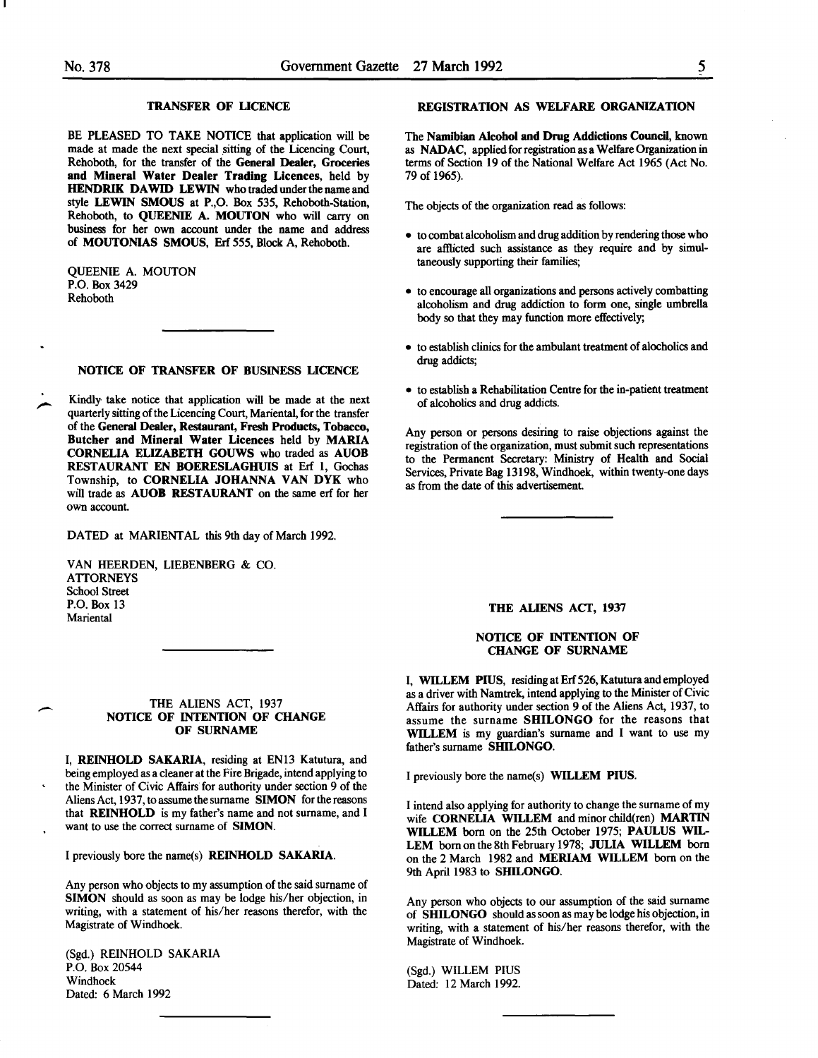### TRANSFER OF LICENCE

BE PLEASED TO TAKE NOTICE that application will be made at made the next special sitting of the Licencing Court, Rehoboth, for the transfer of the **General Dealer, Groceries and Mineral Water Dealer Trading Licences**, held by **HENDRIK DAWID LEWIN** who traded under the name and style **LEWIN SMOUS** at P.,O. Box 535, Rehoboth-Station, Rehoboth, to **QUEENIE A. MOUTON** who will carry on business for her own account under the name and address of **MOUTONIAS SMOUS**, Erf 555, Block A, Rehoboth.

QUEENIE A. MOUTON
P.O. Box 3429
Rehoboth

---

### NOTICE OF TRANSFER OF BUSINESS LICENCE

Kindly take notice that application will be made at the next quarterly sitting of the Licencing Court, Mariental, for the transfer of the **General Dealer, Restaurant, Fresh Products, Tobacco, Butcher and Mineral Water Licences** held by **MARIA CORNELIA ELIZABETH GOUWS** who traded as **AUOB RESTAURANT EN BOERESLAGHUIS** at Erf 1, Gochas Township, to **CORNELIA JOHANNA VAN DYK** who will trade as **AUOB RESTAURANT** on the same erf for her own account.

DATED at MARIENTAL this 9th day of March 1992.

VAN HEERDEN, LIEBENBERG & CO.
ATTORNEYS
School Street
P.O. Box 13
Mariental

---

### THE ALIENS ACT, 1937
### NOTICE OF INTENTION OF CHANGE OF SURNAME

I, **REINHOLD SAKARIA**, residing at EN13 Katutura, and being employed as a cleaner at the Fire Brigade, intend applying to the Minister of Civic Affairs for authority under section 9 of the Aliens Act, 1937, to assume the surname **SIMON** for the reasons that **REINHOLD** is my father's name and not surname, and I want to use the correct surname of **SIMON**.

I previously bore the name(s) **REINHOLD SAKARIA**.

Any person who objects to my assumption of the said surname of **SIMON** should as soon as may be lodge his/her objection, in writing, with a statement of his/her reasons therefor, with the Magistrate of Windhoek.

(Sgd.) REINHOLD SAKARIA
P.O. Box 20544
Windhoek
Dated: 6 March 1992

---

### REGISTRATION AS WELFARE ORGANIZATION

The **Namibian Alcohol and Drug Addictions Council**, known as **NADAC**, applied for registration as a Welfare Organization in terms of Section 19 of the National Welfare Act 1965 (Act No. 79 of 1965).

The objects of the organization read as follows:

- to combat alcoholism and drug addition by rendering those who are afflicted such assistance as they require and by simultaneously supporting their families;
- to encourage all organizations and persons actively combatting alcoholism and drug addiction to form one, single umbrella body so that they may function more effectively;
- to establish clinics for the ambulant treatment of alocholics and drug addicts;
- to establish a Rehabilitation Centre for the in-patient treatment of alcoholics and drug addicts.

Any person or persons desiring to raise objections against the registration of the organization, must submit such representations to the Permanent Secretary: Ministry of Health and Social Services, Private Bag 13198, Windhoek, within twenty-one days as from the date of this advertisement.

---

### THE ALIENS ACT, 1937

### NOTICE OF INTENTION OF CHANGE OF SURNAME

I, **WILLEM PIUS**, residing at Erf 526, Katutura and employed as a driver with Namtrek, intend applying to the Minister of Civic Affairs for authority under section 9 of the Aliens Act, 1937, to assume the surname **SHILONGO** for the reasons that **WILLEM** is my guardian's surname and I want to use my father's surname **SHILONGO**.

I previously bore the name(s) **WILLEM PIUS**.

I intend also applying for authority to change the surname of my wife **CORNELIA WILLEM** and minor child(ren) **MARTIN WILLEM** born on the 25th October 1975; **PAULUS WILLEM** born on the 8th February 1978; **JULIA WILLEM** born on the 2 March 1982 and **MERIAM WILLEM** born on the 9th April 1983 to **SHILONGO**.

Any person who objects to our assumption of the said surname of **SHILONGO** should as soon as may be lodge his objection, in writing, with a statement of his/her reasons therefor, with the Magistrate of Windhoek.

(Sgd.) WILLEM PIUS
Dated: 12 March 1992.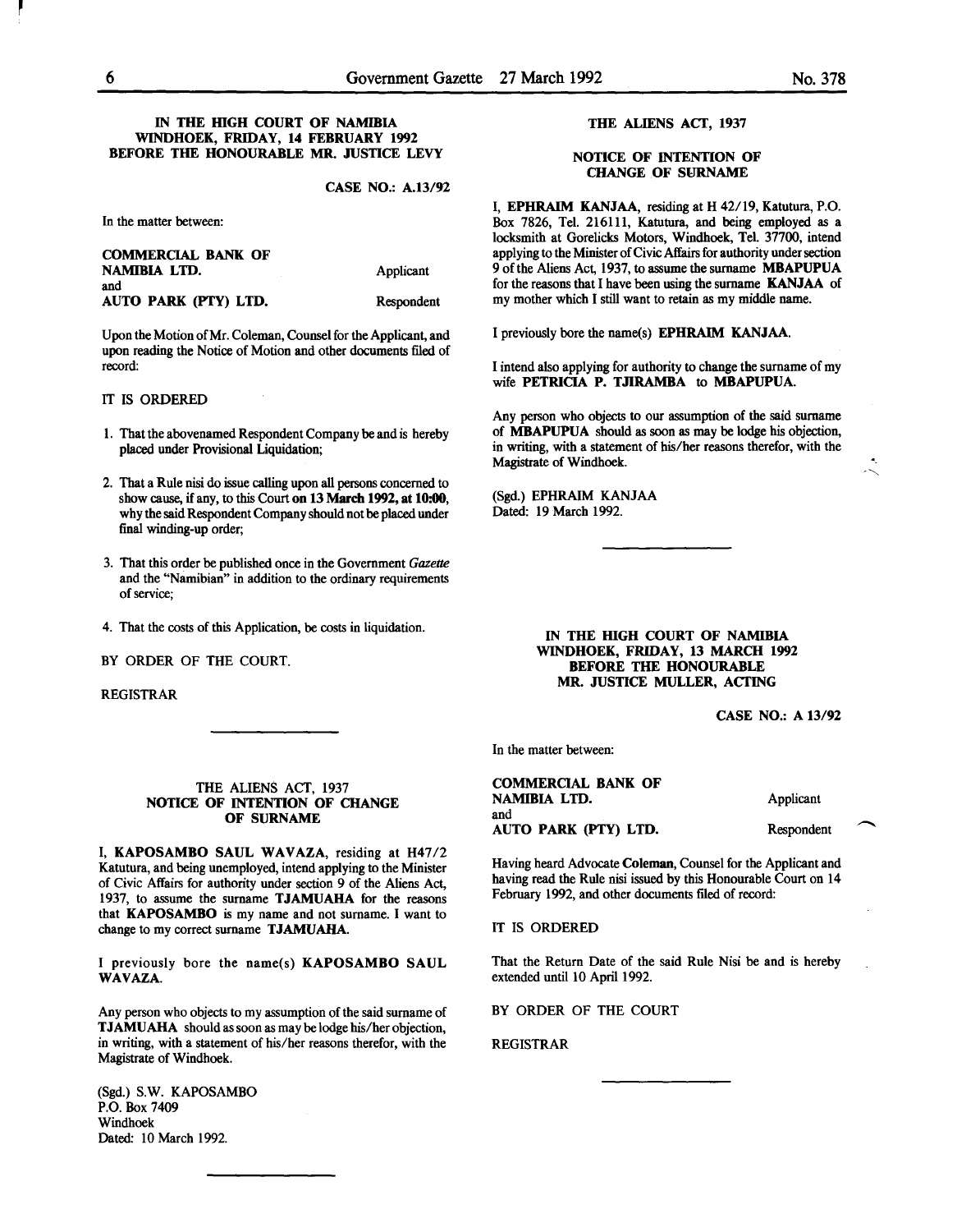**IN THE HIGH COURT OF NAMIBIA**
**WINDHOEK, FRIDAY, 14 FEBRUARY 1992**
**BEFORE THE HONOURABLE MR. JUSTICE LEVY**

**CASE NO.: A.13/92**

In the matter between:

| | |
|---|---|
| **COMMERCIAL BANK OF NAMIBIA LTD.** | Applicant |
| and | |
| **AUTO PARK (PTY) LTD.** | Respondent |

Upon the Motion of Mr. Coleman, Counsel for the Applicant, and upon reading the Notice of Motion and other documents filed of record:

IT IS ORDERED

1. That the abovenamed Respondent Company be and is hereby placed under Provisional Liquidation;
2. That a Rule nisi do issue calling upon all persons concerned to show cause, if any, to this Court **on 13 March 1992, at 10:00**, why the said Respondent Company should not be placed under final winding-up order;
3. That this order be published once in the Government *Gazette* and the "Namibian" in addition to the ordinary requirements of service;
4. That the costs of this Application, be costs in liquidation.

BY ORDER OF THE COURT.

REGISTRAR

---

THE ALIENS ACT, 1937
**NOTICE OF INTENTION OF CHANGE OF SURNAME**

I, **KAPOSAMBO SAUL WAVAZA**, residing at H47/2 Katutura, and being unemployed, intend applying to the Minister of Civic Affairs for authority under section 9 of the Aliens Act, 1937, to assume the surname **TJAMUAHA** for the reasons that **KAPOSAMBO** is my name and not surname. I want to change to my correct surname **TJAMUAHA**.

I previously bore the name(s) **KAPOSAMBO SAUL WAVAZA**.

Any person who objects to my assumption of the said surname of **TJAMUAHA** should as soon as may be lodge his/her objection, in writing, with a statement of his/her reasons therefor, with the Magistrate of Windhoek.

(Sgd.) S.W. KAPOSAMBO
P.O. Box 7409
Windhoek
Dated: 10 March 1992.

---

**THE ALIENS ACT, 1937**

**NOTICE OF INTENTION OF CHANGE OF SURNAME**

I, **EPHRAIM KANJAA**, residing at H 42/19, Katutura, P.O. Box 7826, Tel. 216111, Katutura, and being employed as a locksmith at Gorelicks Motors, Windhoek, Tel. 37700, intend applying to the Minister of Civic Affairs for authority under section 9 of the Aliens Act, 1937, to assume the surname **MBAPUPUA** for the reasons that I have been using the surname **KANJAA** of my mother which I still want to retain as my middle name.

I previously bore the name(s) **EPHRAIM KANJAA**.

I intend also applying for authority to change the surname of my wife **PETRICIA P. TJIRAMBA** to **MBAPUPUA**.

Any person who objects to our assumption of the said surname of **MBAPUPUA** should as soon as may be lodge his objection, in writing, with a statement of his/her reasons therefor, with the Magistrate of Windhoek.

(Sgd.) EPHRAIM KANJAA
Dated: 19 March 1992.

---

**IN THE HIGH COURT OF NAMIBIA**
**WINDHOEK, FRIDAY, 13 MARCH 1992**
**BEFORE THE HONOURABLE**
**MR. JUSTICE MULLER, ACTING**

**CASE NO.: A 13/92**

In the matter between:

| | |
|---|---|
| **COMMERCIAL BANK OF NAMIBIA LTD.** | Applicant |
| and | |
| **AUTO PARK (PTY) LTD.** | Respondent |

Having heard Advocate **Coleman**, Counsel for the Applicant and having read the Rule nisi issued by this Honourable Court on 14 February 1992, and other documents filed of record:

IT IS ORDERED

That the Return Date of the said Rule Nisi be and is hereby extended until 10 April 1992.

BY ORDER OF THE COURT

REGISTRAR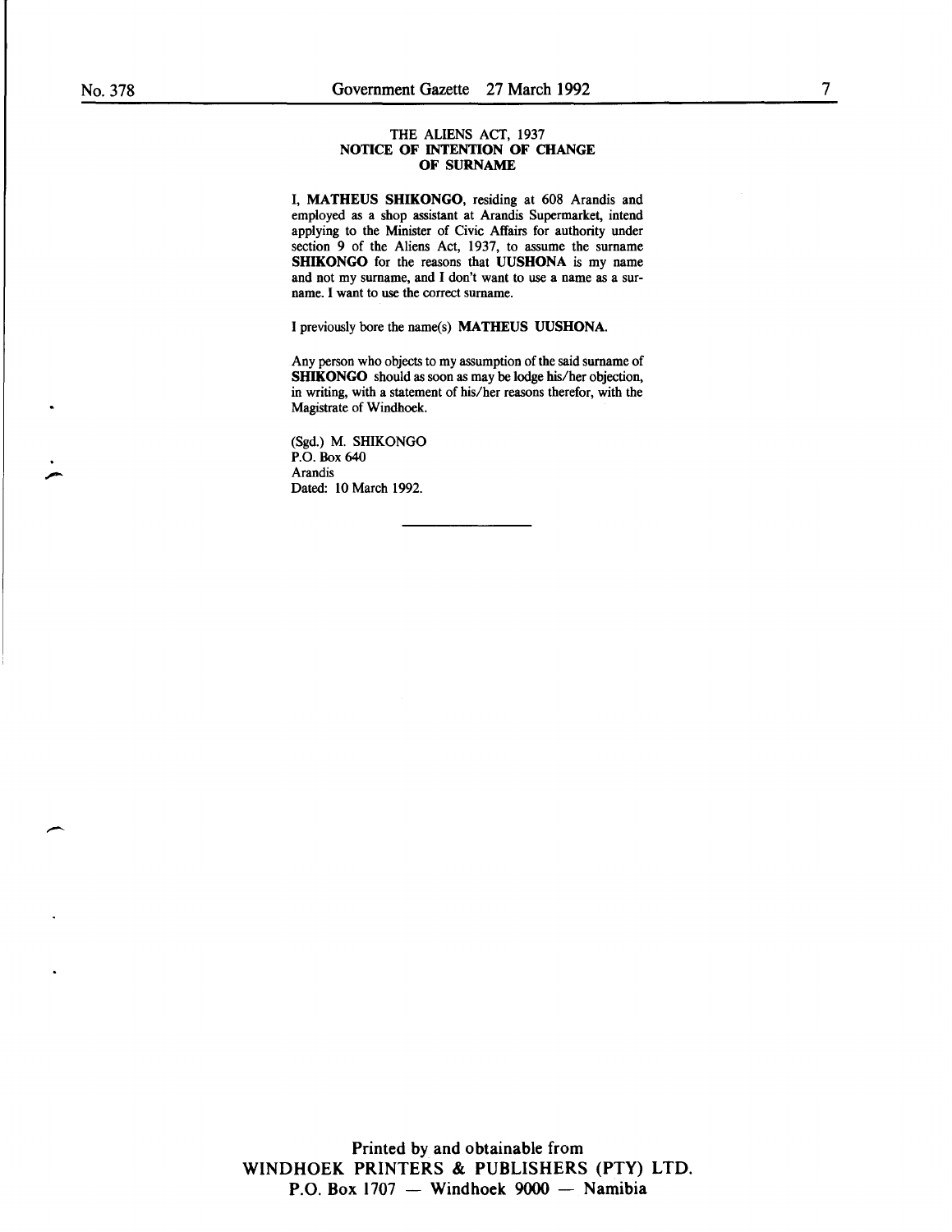### THE ALIENS ACT, 1937
### NOTICE OF INTENTION OF CHANGE OF SURNAME

I, **MATHEUS SHIKONGO**, residing at 608 Arandis and employed as a shop assistant at Arandis Supermarket, intend applying to the Minister of Civic Affairs for authority under section 9 of the Aliens Act, 1937, to assume the surname **SHIKONGO** for the reasons that **UUSHONA** is my name and not my surname, and I don't want to use a name as a surname. I want to use the correct surname.

I previously bore the name(s) **MATHEUS UUSHONA**.

Any person who objects to my assumption of the said surname of **SHIKONGO** should as soon as may be lodge his/her objection, in writing, with a statement of his/her reasons therefor, with the Magistrate of Windhoek.

(Sgd.) M. SHIKONGO
P.O. Box 640
Arandis
Dated: 10 March 1992.

---

Printed by and obtainable from
WINDHOEK PRINTERS & PUBLISHERS (PTY) LTD.
P.O. Box 1707 — Windhoek 9000 — Namibia